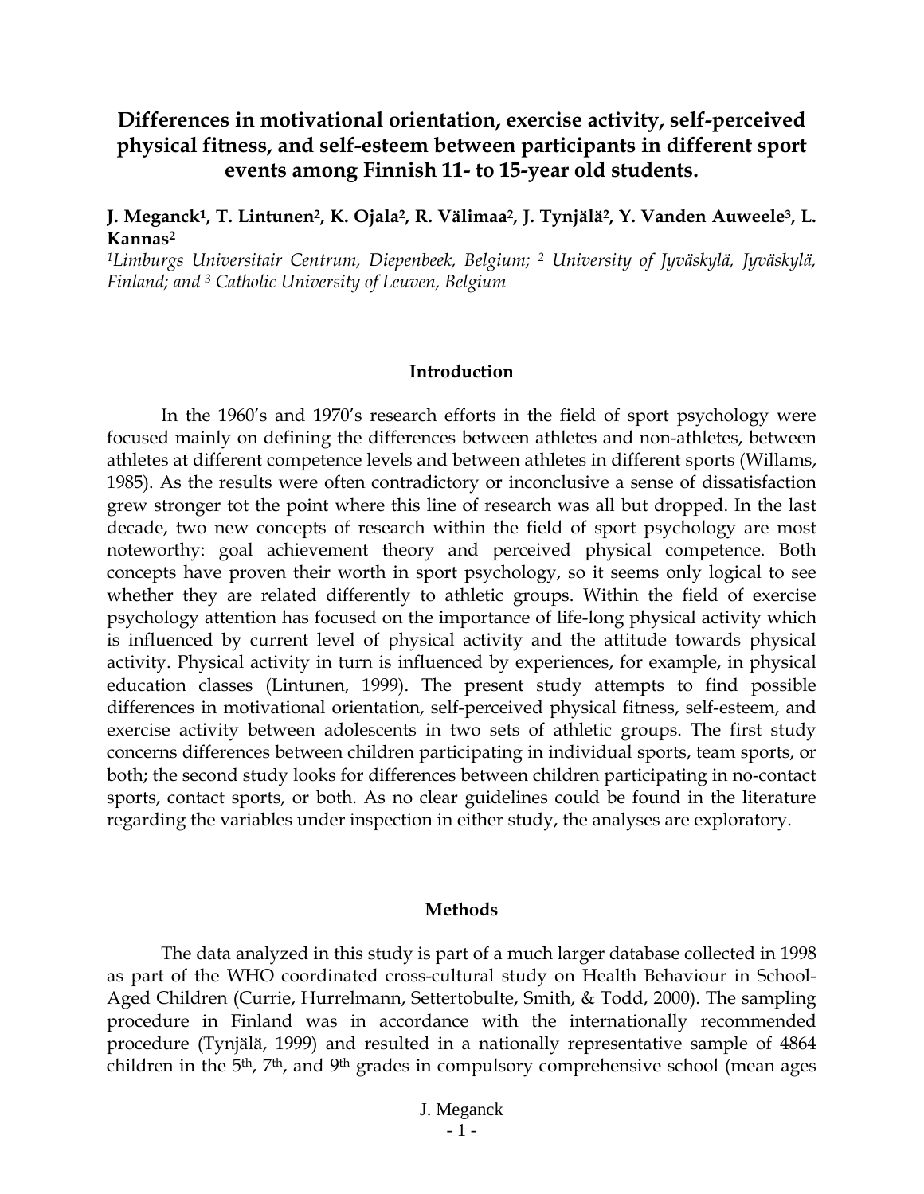# Differences in motivational orientation, exercise activity, self-perceived physical fitness, and self-esteem between participants in different sport events among Finnish 11- to 15-year old students.

**J. Meganck[1], T. Lintunen[2], K. Ojala[2], R. Välimaa[2], J. Tynjälä[2], Y. Vanden Auweele[3], L. Kannas[2]**

*[1]Limburgs Universitair Centrum, Diepenbeek, Belgium; [2] University of Jyväskylä, Jyväskylä, Finland; and [3] Catholic University of Leuven, Belgium*

## Introduction

In the 1960's and 1970's research efforts in the field of sport psychology were focused mainly on defining the differences between athletes and non-athletes, between athletes at different competence levels and between athletes in different sports (Willams, 1985). As the results were often contradictory or inconclusive a sense of dissatisfaction grew stronger tot the point where this line of research was all but dropped. In the last decade, two new concepts of research within the field of sport psychology are most noteworthy: goal achievement theory and perceived physical competence. Both concepts have proven their worth in sport psychology, so it seems only logical to see whether they are related differently to athletic groups. Within the field of exercise psychology attention has focused on the importance of life-long physical activity which is influenced by current level of physical activity and the attitude towards physical activity. Physical activity in turn is influenced by experiences, for example, in physical education classes (Lintunen, 1999). The present study attempts to find possible differences in motivational orientation, self-perceived physical fitness, self-esteem, and exercise activity between adolescents in two sets of athletic groups. The first study concerns differences between children participating in individual sports, team sports, or both; the second study looks for differences between children participating in no-contact sports, contact sports, or both. As no clear guidelines could be found in the literature regarding the variables under inspection in either study, the analyses are exploratory.

## Methods

The data analyzed in this study is part of a much larger database collected in 1998 as part of the WHO coordinated cross-cultural study on Health Behaviour in School-Aged Children (Currie, Hurrelmann, Settertobulte, Smith, & Todd, 2000). The sampling procedure in Finland was in accordance with the internationally recommended procedure (Tynjälä, 1999) and resulted in a nationally representative sample of 4864 children in the 5th, 7th, and 9th grades in compulsory comprehensive school (mean ages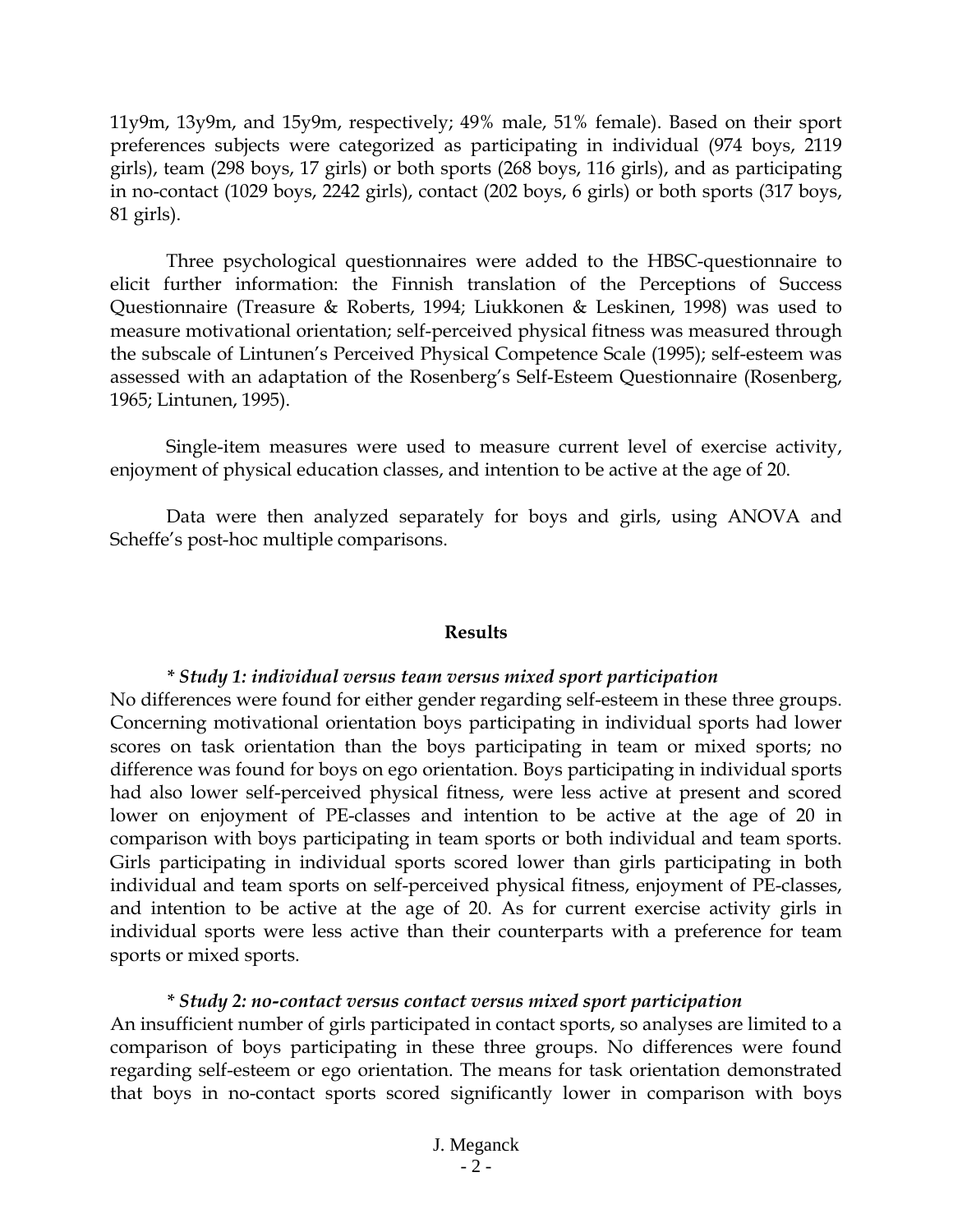11y9m, 13y9m, and 15y9m, respectively; 49% male, 51% female). Based on their sport preferences subjects were categorized as participating in individual (974 boys, 2119 girls), team (298 boys, 17 girls) or both sports (268 boys, 116 girls), and as participating in no-contact (1029 boys, 2242 girls), contact (202 boys, 6 girls) or both sports (317 boys, 81 girls).

Three psychological questionnaires were added to the HBSC-questionnaire to elicit further information: the Finnish translation of the Perceptions of Success Questionnaire (Treasure & Roberts, 1994; Liukkonen & Leskinen, 1998) was used to measure motivational orientation; self-perceived physical fitness was measured through the subscale of Lintunen's Perceived Physical Competence Scale (1995); self-esteem was assessed with an adaptation of the Rosenberg's Self-Esteem Questionnaire (Rosenberg, 1965; Lintunen, 1995).

Single-item measures were used to measure current level of exercise activity, enjoyment of physical education classes, and intention to be active at the age of 20.

Data were then analyzed separately for boys and girls, using ANOVA and Scheffe's post-hoc multiple comparisons.

## Results

*\* **Study 1: individual versus team versus mixed sport participation***

No differences were found for either gender regarding self-esteem in these three groups. Concerning motivational orientation boys participating in individual sports had lower scores on task orientation than the boys participating in team or mixed sports; no difference was found for boys on ego orientation. Boys participating in individual sports had also lower self-perceived physical fitness, were less active at present and scored lower on enjoyment of PE-classes and intention to be active at the age of 20 in comparison with boys participating in team sports or both individual and team sports. Girls participating in individual sports scored lower than girls participating in both individual and team sports on self-perceived physical fitness, enjoyment of PE-classes, and intention to be active at the age of 20. As for current exercise activity girls in individual sports were less active than their counterparts with a preference for team sports or mixed sports.

*\* **Study 2: no-contact versus contact versus mixed sport participation***

An insufficient number of girls participated in contact sports, so analyses are limited to a comparison of boys participating in these three groups. No differences were found regarding self-esteem or ego orientation. The means for task orientation demonstrated that boys in no-contact sports scored significantly lower in comparison with boys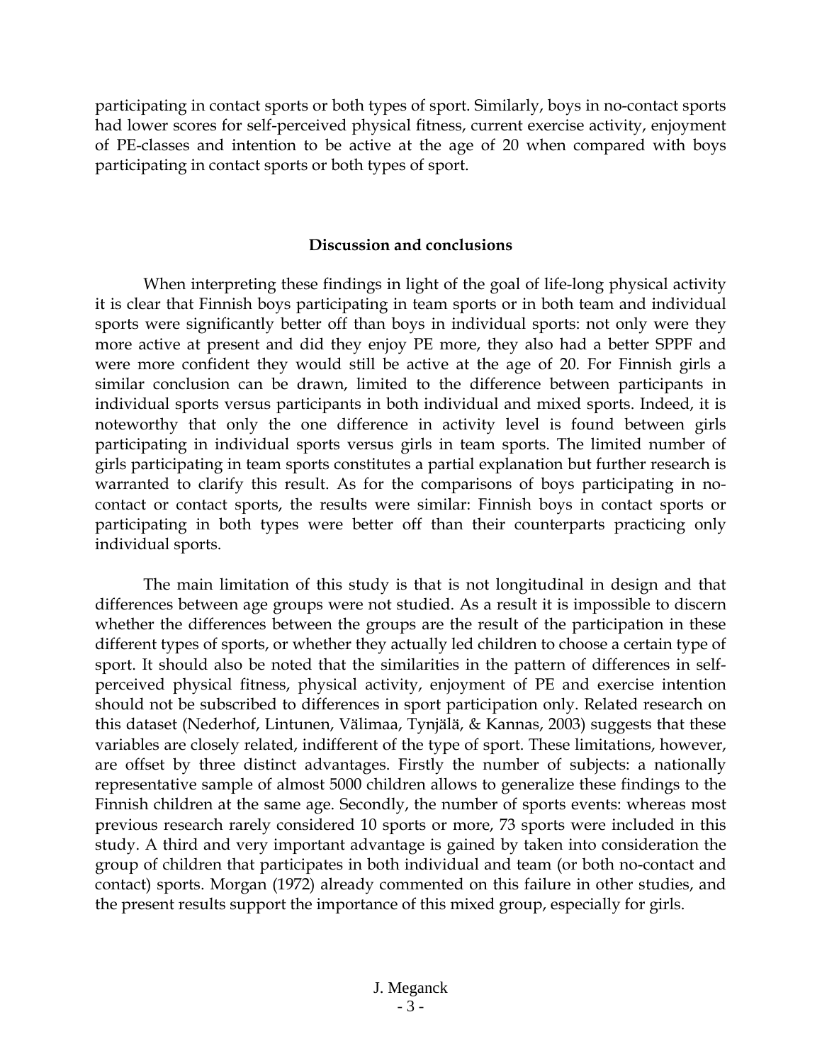participating in contact sports or both types of sport. Similarly, boys in no-contact sports had lower scores for self-perceived physical fitness, current exercise activity, enjoyment of PE-classes and intention to be active at the age of 20 when compared with boys participating in contact sports or both types of sport.

## Discussion and conclusions

When interpreting these findings in light of the goal of life-long physical activity it is clear that Finnish boys participating in team sports or in both team and individual sports were significantly better off than boys in individual sports: not only were they more active at present and did they enjoy PE more, they also had a better SPPF and were more confident they would still be active at the age of 20. For Finnish girls a similar conclusion can be drawn, limited to the difference between participants in individual sports versus participants in both individual and mixed sports. Indeed, it is noteworthy that only the one difference in activity level is found between girls participating in individual sports versus girls in team sports. The limited number of girls participating in team sports constitutes a partial explanation but further research is warranted to clarify this result. As for the comparisons of boys participating in no-contact or contact sports, the results were similar: Finnish boys in contact sports or participating in both types were better off than their counterparts practicing only individual sports.

The main limitation of this study is that is not longitudinal in design and that differences between age groups were not studied. As a result it is impossible to discern whether the differences between the groups are the result of the participation in these different types of sports, or whether they actually led children to choose a certain type of sport. It should also be noted that the similarities in the pattern of differences in self-perceived physical fitness, physical activity, enjoyment of PE and exercise intention should not be subscribed to differences in sport participation only. Related research on this dataset (Nederhof, Lintunen, Välimaa, Tynjälä, & Kannas, 2003) suggests that these variables are closely related, indifferent of the type of sport. These limitations, however, are offset by three distinct advantages. Firstly the number of subjects: a nationally representative sample of almost 5000 children allows to generalize these findings to the Finnish children at the same age. Secondly, the number of sports events: whereas most previous research rarely considered 10 sports or more, 73 sports were included in this study. A third and very important advantage is gained by taken into consideration the group of children that participates in both individual and team (or both no-contact and contact) sports. Morgan (1972) already commented on this failure in other studies, and the present results support the importance of this mixed group, especially for girls.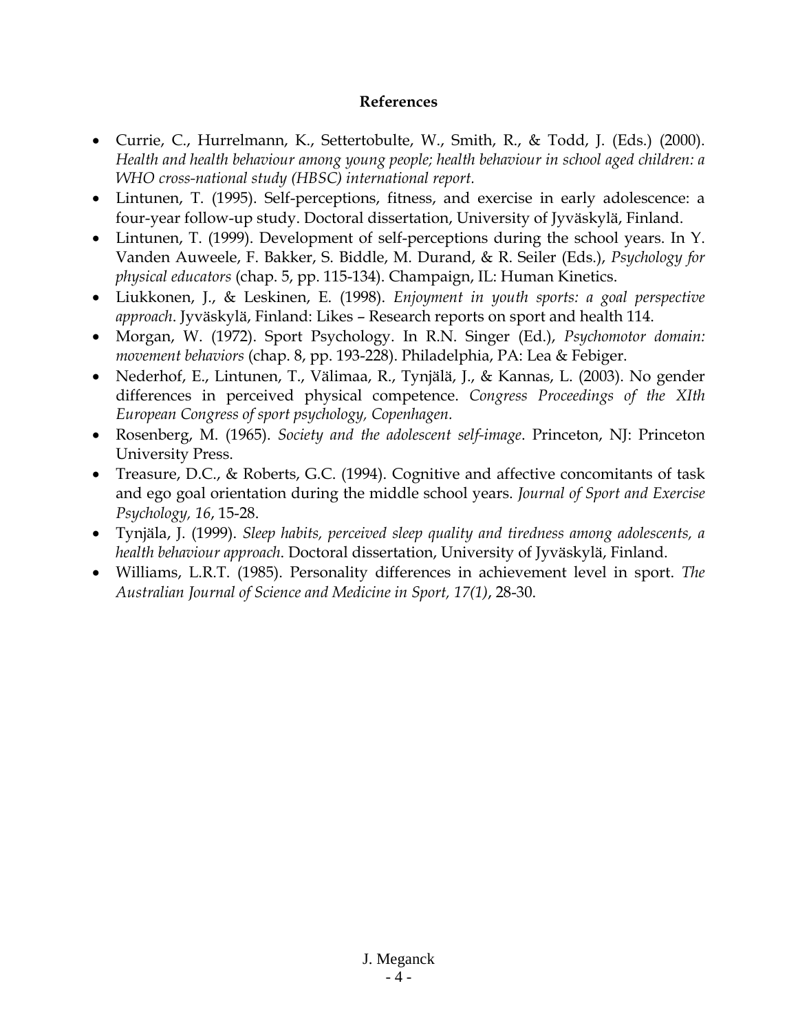## References

- Currie, C., Hurrelmann, K., Settertobulte, W., Smith, R., & Todd, J. (Eds.) (2000). *Health and health behaviour among young people; health behaviour in school aged children: a WHO cross-national study (HBSC) international report.*
- Lintunen, T. (1995). Self-perceptions, fitness, and exercise in early adolescence: a four-year follow-up study. Doctoral dissertation, University of Jyväskylä, Finland.
- Lintunen, T. (1999). Development of self-perceptions during the school years. In Y. Vanden Auweele, F. Bakker, S. Biddle, M. Durand, & R. Seiler (Eds.), *Psychology for physical educators* (chap. 5, pp. 115-134). Champaign, IL: Human Kinetics.
- Liukkonen, J., & Leskinen, E. (1998). *Enjoyment in youth sports: a goal perspective approach*. Jyväskylä, Finland: Likes – Research reports on sport and health 114.
- Morgan, W. (1972). Sport Psychology. In R.N. Singer (Ed.), *Psychomotor domain: movement behaviors* (chap. 8, pp. 193-228). Philadelphia, PA: Lea & Febiger.
- Nederhof, E., Lintunen, T., Välimaa, R., Tynjälä, J., & Kannas, L. (2003). No gender differences in perceived physical competence. *Congress Proceedings of the XIth European Congress of sport psychology, Copenhagen.*
- Rosenberg, M. (1965). *Society and the adolescent self-image*. Princeton, NJ: Princeton University Press.
- Treasure, D.C., & Roberts, G.C. (1994). Cognitive and affective concomitants of task and ego goal orientation during the middle school years. *Journal of Sport and Exercise Psychology, 16*, 15-28.
- Tynjäla, J. (1999). *Sleep habits, perceived sleep quality and tiredness among adolescents, a health behaviour approach*. Doctoral dissertation, University of Jyväskylä, Finland.
- Williams, L.R.T. (1985). Personality differences in achievement level in sport. *The Australian Journal of Science and Medicine in Sport, 17(1)*, 28-30.